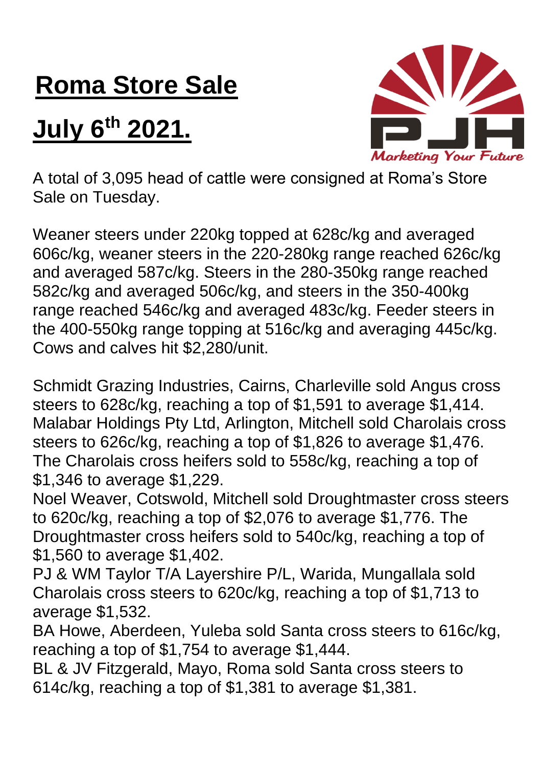# Roma Store Sale

# July 6th 2021.

PJH Marketing Your Future

A total of 3,095 head of cattle were consigned at Roma's Store Sale on Tuesday.

Weaner steers under 220kg topped at 628c/kg and averaged 606c/kg, weaner steers in the 220-280kg range reached 626c/kg and averaged 587c/kg. Steers in the 280-350kg range reached 582c/kg and averaged 506c/kg, and steers in the 350-400kg range reached 546c/kg and averaged 483c/kg. Feeder steers in the 400-550kg range topping at 516c/kg and averaging 445c/kg. Cows and calves hit $2,280/unit.

Schmidt Grazing Industries, Cairns, Charleville sold Angus cross steers to 628c/kg, reaching a top of $1,591 to average $1,414.
Malabar Holdings Pty Ltd, Arlington, Mitchell sold Charolais cross steers to 626c/kg, reaching a top of $1,826 to average $1,476. The Charolais cross heifers sold to 558c/kg, reaching a top of $1,346 to average $1,229.
Noel Weaver, Cotswold, Mitchell sold Droughtmaster cross steers to 620c/kg, reaching a top of $2,076 to average $1,776. The Droughtmaster cross heifers sold to 540c/kg, reaching a top of $1,560 to average $1,402.
PJ & WM Taylor T/A Layershire P/L, Warida, Mungallala sold Charolais cross steers to 620c/kg, reaching a top of $1,713 to average $1,532.
BA Howe, Aberdeen, Yuleba sold Santa cross steers to 616c/kg, reaching a top of $1,754 to average $1,444.
BL & JV Fitzgerald, Mayo, Roma sold Santa cross steers to 614c/kg, reaching a top of $1,381 to average $1,381.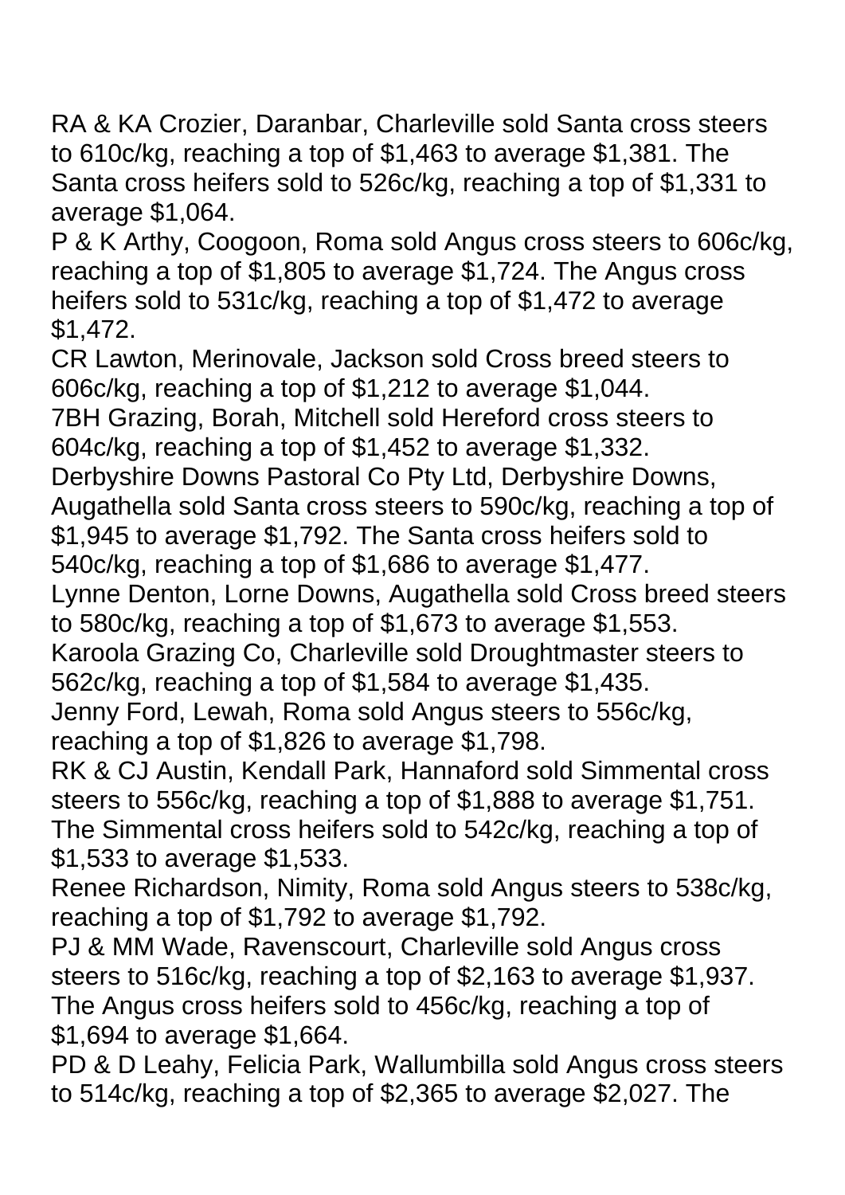RA & KA Crozier, Daranbar, Charleville sold Santa cross steers to 610c/kg, reaching a top of $1,463 to average $1,381. The Santa cross heifers sold to 526c/kg, reaching a top of $1,331 to average $1,064.

P & K Arthy, Coogoon, Roma sold Angus cross steers to 606c/kg, reaching a top of $1,805 to average $1,724. The Angus cross heifers sold to 531c/kg, reaching a top of $1,472 to average $1,472.

CR Lawton, Merinovale, Jackson sold Cross breed steers to 606c/kg, reaching a top of $1,212 to average $1,044.

7BH Grazing, Borah, Mitchell sold Hereford cross steers to 604c/kg, reaching a top of $1,452 to average $1,332.

Derbyshire Downs Pastoral Co Pty Ltd, Derbyshire Downs, Augathella sold Santa cross steers to 590c/kg, reaching a top of $1,945 to average $1,792. The Santa cross heifers sold to 540c/kg, reaching a top of $1,686 to average $1,477.

Lynne Denton, Lorne Downs, Augathella sold Cross breed steers to 580c/kg, reaching a top of $1,673 to average $1,553.

Karoola Grazing Co, Charleville sold Droughtmaster steers to 562c/kg, reaching a top of $1,584 to average $1,435.

Jenny Ford, Lewah, Roma sold Angus steers to 556c/kg, reaching a top of $1,826 to average $1,798.

RK & CJ Austin, Kendall Park, Hannaford sold Simmental cross steers to 556c/kg, reaching a top of $1,888 to average $1,751. The Simmental cross heifers sold to 542c/kg, reaching a top of $1,533 to average $1,533.

Renee Richardson, Nimity, Roma sold Angus steers to 538c/kg, reaching a top of $1,792 to average $1,792.

PJ & MM Wade, Ravenscourt, Charleville sold Angus cross steers to 516c/kg, reaching a top of $2,163 to average $1,937. The Angus cross heifers sold to 456c/kg, reaching a top of $1,694 to average $1,664.

PD & D Leahy, Felicia Park, Wallumbilla sold Angus cross steers to 514c/kg, reaching a top of $2,365 to average $2,027. The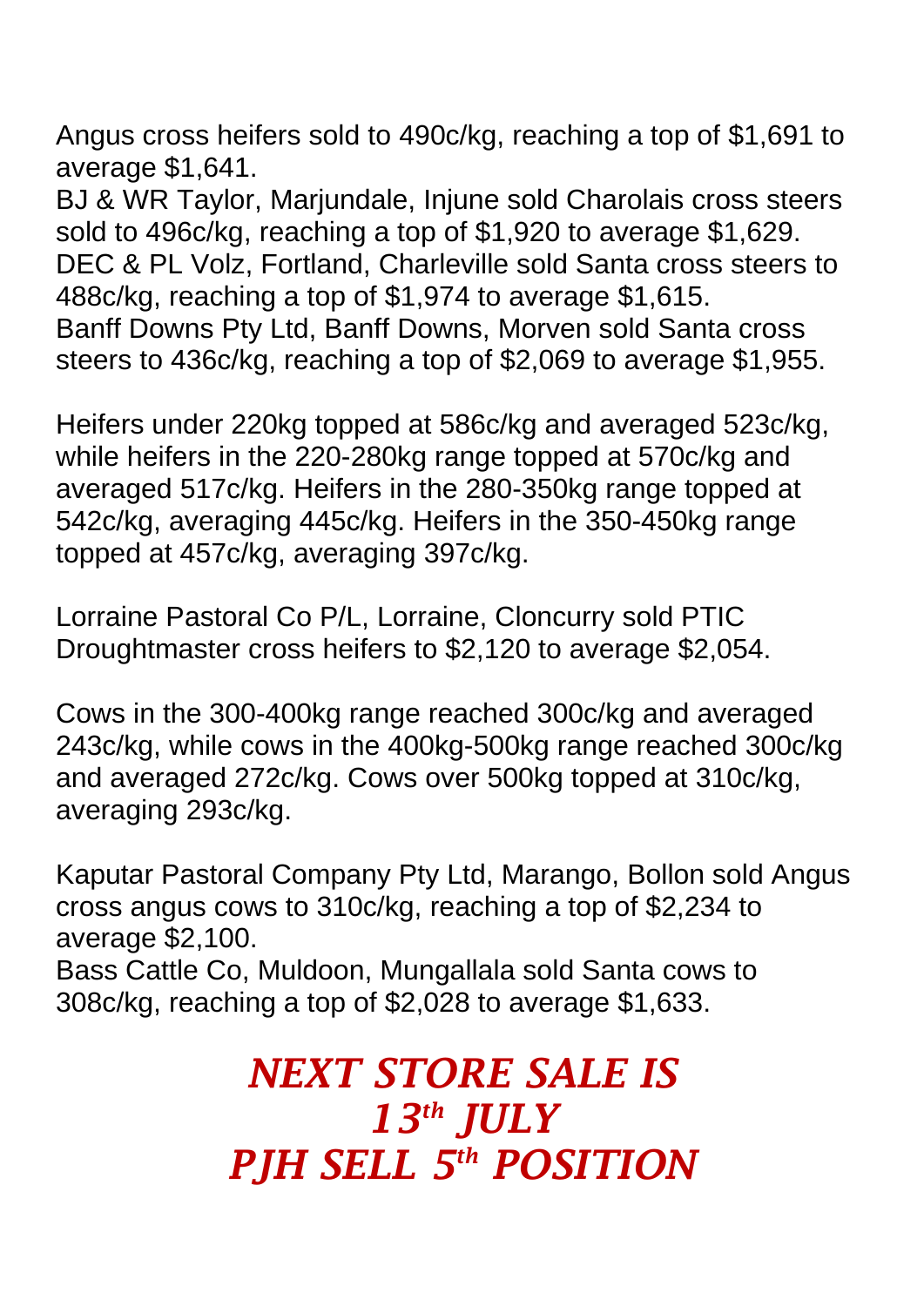Angus cross heifers sold to 490c/kg, reaching a top of $1,691 to average $1,641.
BJ & WR Taylor, Marjundale, Injune sold Charolais cross steers sold to 496c/kg, reaching a top of $1,920 to average $1,629.
DEC & PL Volz, Fortland, Charleville sold Santa cross steers to 488c/kg, reaching a top of $1,974 to average $1,615.
Banff Downs Pty Ltd, Banff Downs, Morven sold Santa cross steers to 436c/kg, reaching a top of $2,069 to average $1,955.

Heifers under 220kg topped at 586c/kg and averaged 523c/kg, while heifers in the 220-280kg range topped at 570c/kg and averaged 517c/kg. Heifers in the 280-350kg range topped at 542c/kg, averaging 445c/kg. Heifers in the 350-450kg range topped at 457c/kg, averaging 397c/kg.

Lorraine Pastoral Co P/L, Lorraine, Cloncurry sold PTIC Droughtmaster cross heifers to $2,120 to average $2,054.

Cows in the 300-400kg range reached 300c/kg and averaged 243c/kg, while cows in the 400kg-500kg range reached 300c/kg and averaged 272c/kg. Cows over 500kg topped at 310c/kg, averaging 293c/kg.

Kaputar Pastoral Company Pty Ltd, Marango, Bollon sold Angus cross angus cows to 310c/kg, reaching a top of $2,234 to average $2,100.
Bass Cattle Co, Muldoon, Mungallala sold Santa cows to 308c/kg, reaching a top of $2,028 to average $1,633.

***NEXT STORE SALE IS***
***13th JULY***
***PJH SELL 5th POSITION***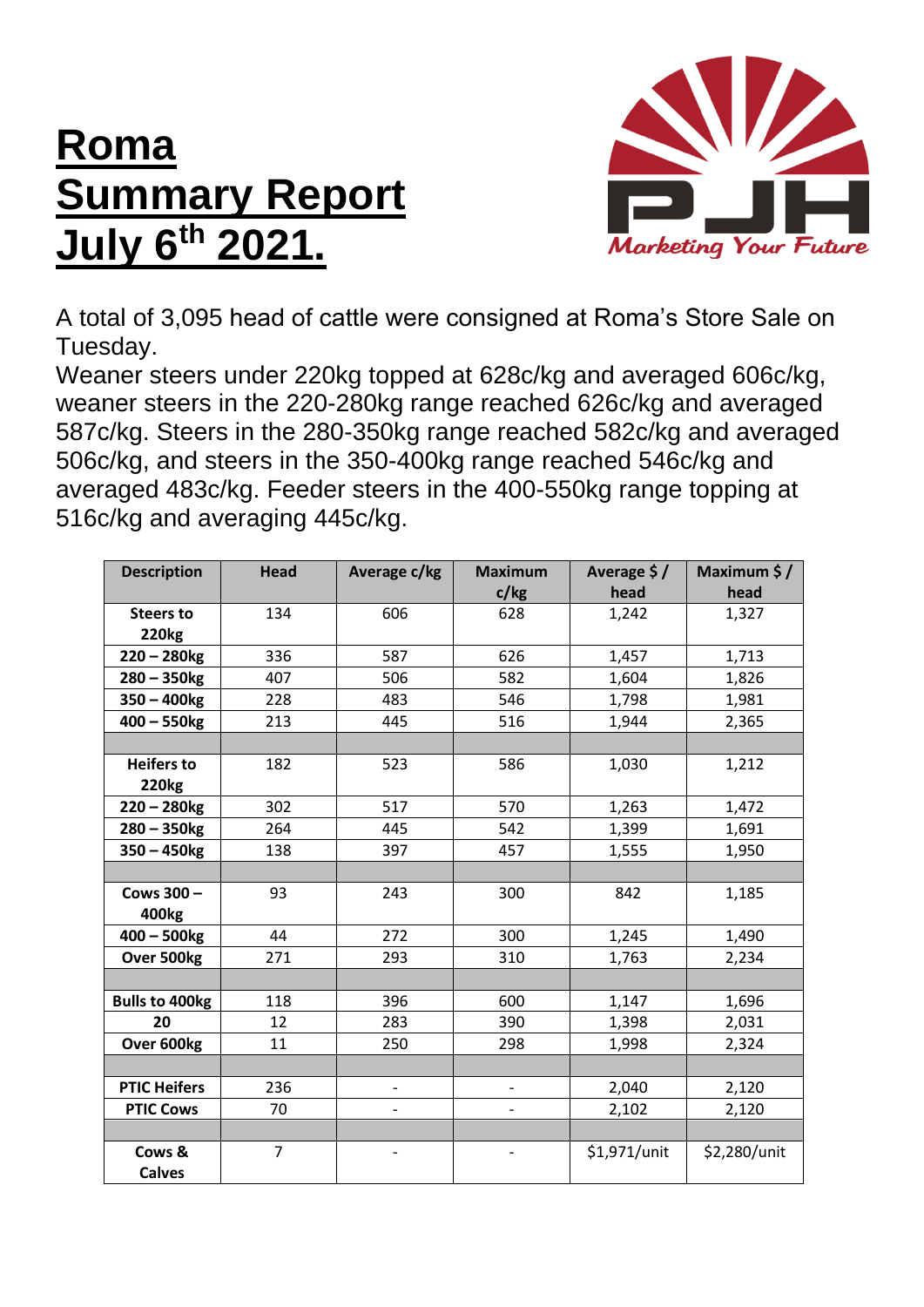# Roma Summary Report July 6th 2021.

Marketing Your Future

A total of 3,095 head of cattle were consigned at Roma's Store Sale on Tuesday.

Weaner steers under 220kg topped at 628c/kg and averaged 606c/kg, weaner steers in the 220-280kg range reached 626c/kg and averaged 587c/kg. Steers in the 280-350kg range reached 582c/kg and averaged 506c/kg, and steers in the 350-400kg range reached 546c/kg and averaged 483c/kg. Feeder steers in the 400-550kg range topping at 516c/kg and averaging 445c/kg.

| Description | Head | Average c/kg | Maximum c/kg | Average $ / head | Maximum $ / head |
|---|---|---|---|---|---|
| **Steers to 220kg** | 134 | 606 | 628 | 1,242 | 1,327 |
| **220 – 280kg** | 336 | 587 | 626 | 1,457 | 1,713 |
| **280 – 350kg** | 407 | 506 | 582 | 1,604 | 1,826 |
| **350 – 400kg** | 228 | 483 | 546 | 1,798 | 1,981 |
| **400 – 550kg** | 213 | 445 | 516 | 1,944 | 2,365 |
| | | | | | |
| **Heifers to 220kg** | 182 | 523 | 586 | 1,030 | 1,212 |
| **220 – 280kg** | 302 | 517 | 570 | 1,263 | 1,472 |
| **280 – 350kg** | 264 | 445 | 542 | 1,399 | 1,691 |
| **350 – 450kg** | 138 | 397 | 457 | 1,555 | 1,950 |
| | | | | | |
| **Cows 300 – 400kg** | 93 | 243 | 300 | 842 | 1,185 |
| **400 – 500kg** | 44 | 272 | 300 | 1,245 | 1,490 |
| **Over 500kg** | 271 | 293 | 310 | 1,763 | 2,234 |
| | | | | | |
| **Bulls to 400kg** | 118 | 396 | 600 | 1,147 | 1,696 |
| **20** | 12 | 283 | 390 | 1,398 | 2,031 |
| **Over 600kg** | 11 | 250 | 298 | 1,998 | 2,324 |
| | | | | | |
| **PTIC Heifers** | 236 | - | - | 2,040 | 2,120 |
| **PTIC Cows** | 70 | - | - | 2,102 | 2,120 |
| | | | | | |
| **Cows & Calves** | 7 | - | - | $1,971/unit | $2,280/unit |